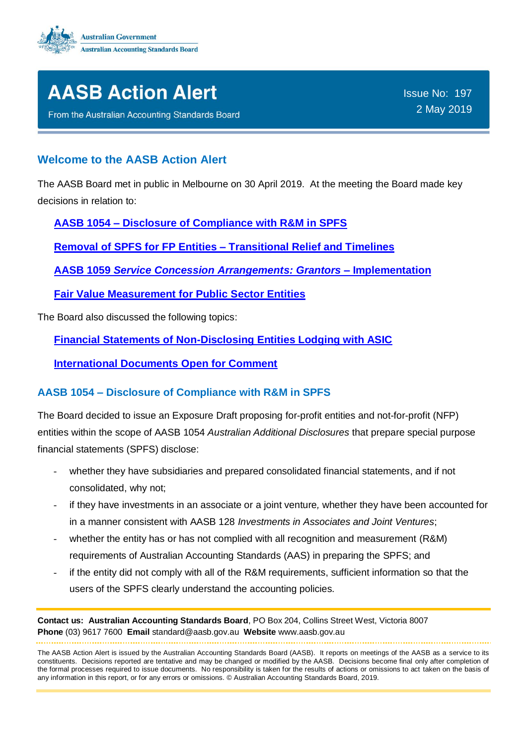Australian Government
Australian Accounting Standards Board

# AASB Action Alert

From the Australian Accounting Standards Board

Issue No: 197
2 May 2019

## Welcome to the AASB Action Alert

The AASB Board met in public in Melbourne on 30 April 2019. At the meeting the Board made key decisions in relation to:

**AASB 1054 – Disclosure of Compliance with R&M in SPFS**

**Removal of SPFS for FP Entities – Transitional Relief and Timelines**

**AASB 1059 *Service Concession Arrangements: Grantors* – Implementation**

**Fair Value Measurement for Public Sector Entities**

The Board also discussed the following topics:

**Financial Statements of Non-Disclosing Entities Lodging with ASIC**

**International Documents Open for Comment**

## AASB 1054 – Disclosure of Compliance with R&M in SPFS

The Board decided to issue an Exposure Draft proposing for-profit entities and not-for-profit (NFP) entities within the scope of AASB 1054 *Australian Additional Disclosures* that prepare special purpose financial statements (SPFS) disclose:

- whether they have subsidiaries and prepared consolidated financial statements, and if not consolidated, why not;
- if they have investments in an associate or a joint venture, whether they have been accounted for in a manner consistent with AASB 128 *Investments in Associates and Joint Ventures*;
- whether the entity has or has not complied with all recognition and measurement (R&M) requirements of Australian Accounting Standards (AAS) in preparing the SPFS; and
- if the entity did not comply with all of the R&M requirements, sufficient information so that the users of the SPFS clearly understand the accounting policies.

**Contact us: Australian Accounting Standards Board**, PO Box 204, Collins Street West, Victoria 8007
**Phone** (03) 9617 7600 **Email** standard@aasb.gov.au **Website** www.aasb.gov.au

The AASB Action Alert is issued by the Australian Accounting Standards Board (AASB). It reports on meetings of the AASB as a service to its constituents. Decisions reported are tentative and may be changed or modified by the AASB. Decisions become final only after completion of the formal processes required to issue documents. No responsibility is taken for the results of actions or omissions to act taken on the basis of any information in this report, or for any errors or omissions. © Australian Accounting Standards Board, 2019.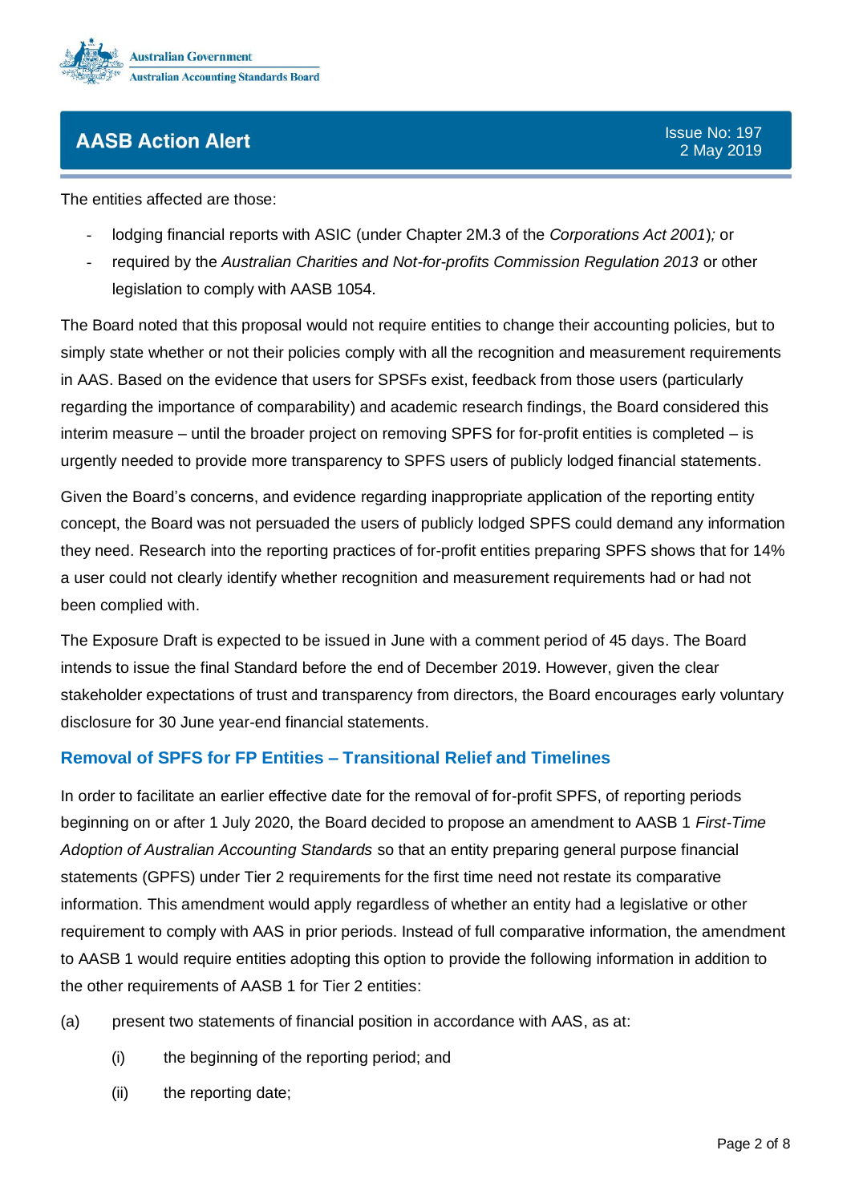The entities affected are those:

- lodging financial reports with ASIC (under Chapter 2M.3 of the *Corporations Act 2001*); or
- required by the *Australian Charities and Not-for-profits Commission Regulation 2013* or other legislation to comply with AASB 1054.

The Board noted that this proposal would not require entities to change their accounting policies, but to simply state whether or not their policies comply with all the recognition and measurement requirements in AAS. Based on the evidence that users for SPSFs exist, feedback from those users (particularly regarding the importance of comparability) and academic research findings, the Board considered this interim measure – until the broader project on removing SPFS for for-profit entities is completed – is urgently needed to provide more transparency to SPFS users of publicly lodged financial statements.

Given the Board's concerns, and evidence regarding inappropriate application of the reporting entity concept, the Board was not persuaded the users of publicly lodged SPFS could demand any information they need. Research into the reporting practices of for-profit entities preparing SPFS shows that for 14% a user could not clearly identify whether recognition and measurement requirements had or had not been complied with.

The Exposure Draft is expected to be issued in June with a comment period of 45 days. The Board intends to issue the final Standard before the end of December 2019. However, given the clear stakeholder expectations of trust and transparency from directors, the Board encourages early voluntary disclosure for 30 June year-end financial statements.

## Removal of SPFS for FP Entities – Transitional Relief and Timelines

In order to facilitate an earlier effective date for the removal of for-profit SPFS, of reporting periods beginning on or after 1 July 2020, the Board decided to propose an amendment to AASB 1 *First-Time Adoption of Australian Accounting Standards* so that an entity preparing general purpose financial statements (GPFS) under Tier 2 requirements for the first time need not restate its comparative information. This amendment would apply regardless of whether an entity had a legislative or other requirement to comply with AAS in prior periods. Instead of full comparative information, the amendment to AASB 1 would require entities adopting this option to provide the following information in addition to the other requirements of AASB 1 for Tier 2 entities:

(a) present two statements of financial position in accordance with AAS, as at:

  (i) the beginning of the reporting period; and

  (ii) the reporting date;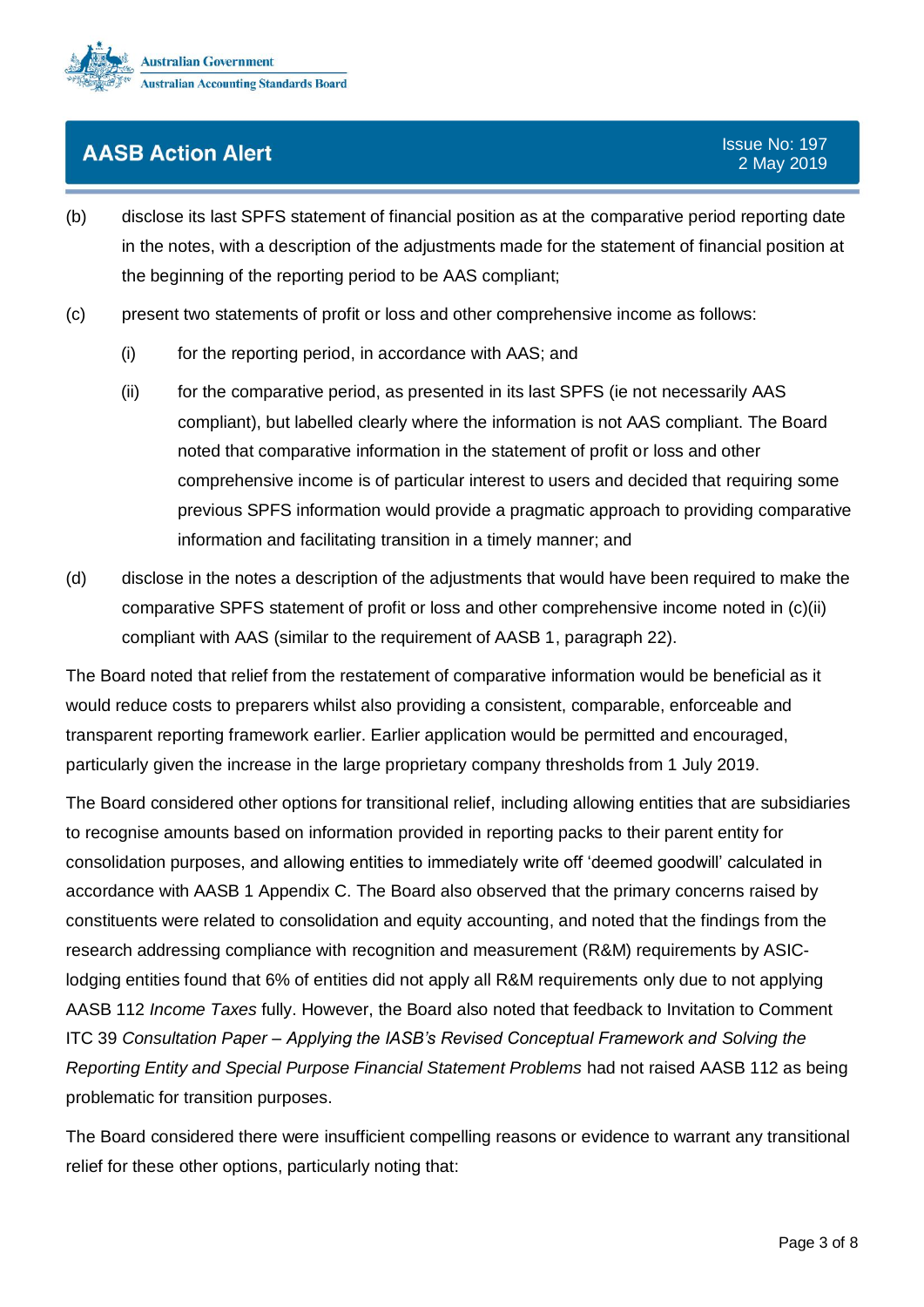(b) disclose its last SPFS statement of financial position as at the comparative period reporting date in the notes, with a description of the adjustments made for the statement of financial position at the beginning of the reporting period to be AAS compliant;

(c) present two statements of profit or loss and other comprehensive income as follows:

   (i) for the reporting period, in accordance with AAS; and

   (ii) for the comparative period, as presented in its last SPFS (ie not necessarily AAS compliant), but labelled clearly where the information is not AAS compliant. The Board noted that comparative information in the statement of profit or loss and other comprehensive income is of particular interest to users and decided that requiring some previous SPFS information would provide a pragmatic approach to providing comparative information and facilitating transition in a timely manner; and

(d) disclose in the notes a description of the adjustments that would have been required to make the comparative SPFS statement of profit or loss and other comprehensive income noted in (c)(ii) compliant with AAS (similar to the requirement of AASB 1, paragraph 22).

The Board noted that relief from the restatement of comparative information would be beneficial as it would reduce costs to preparers whilst also providing a consistent, comparable, enforceable and transparent reporting framework earlier. Earlier application would be permitted and encouraged, particularly given the increase in the large proprietary company thresholds from 1 July 2019.

The Board considered other options for transitional relief, including allowing entities that are subsidiaries to recognise amounts based on information provided in reporting packs to their parent entity for consolidation purposes, and allowing entities to immediately write off 'deemed goodwill' calculated in accordance with AASB 1 Appendix C. The Board also observed that the primary concerns raised by constituents were related to consolidation and equity accounting, and noted that the findings from the research addressing compliance with recognition and measurement (R&M) requirements by ASIC-lodging entities found that 6% of entities did not apply all R&M requirements only due to not applying AASB 112 *Income Taxes* fully. However, the Board also noted that feedback to Invitation to Comment ITC 39 *Consultation Paper – Applying the IASB's Revised Conceptual Framework and Solving the Reporting Entity and Special Purpose Financial Statement Problems* had not raised AASB 112 as being problematic for transition purposes.

The Board considered there were insufficient compelling reasons or evidence to warrant any transitional relief for these other options, particularly noting that: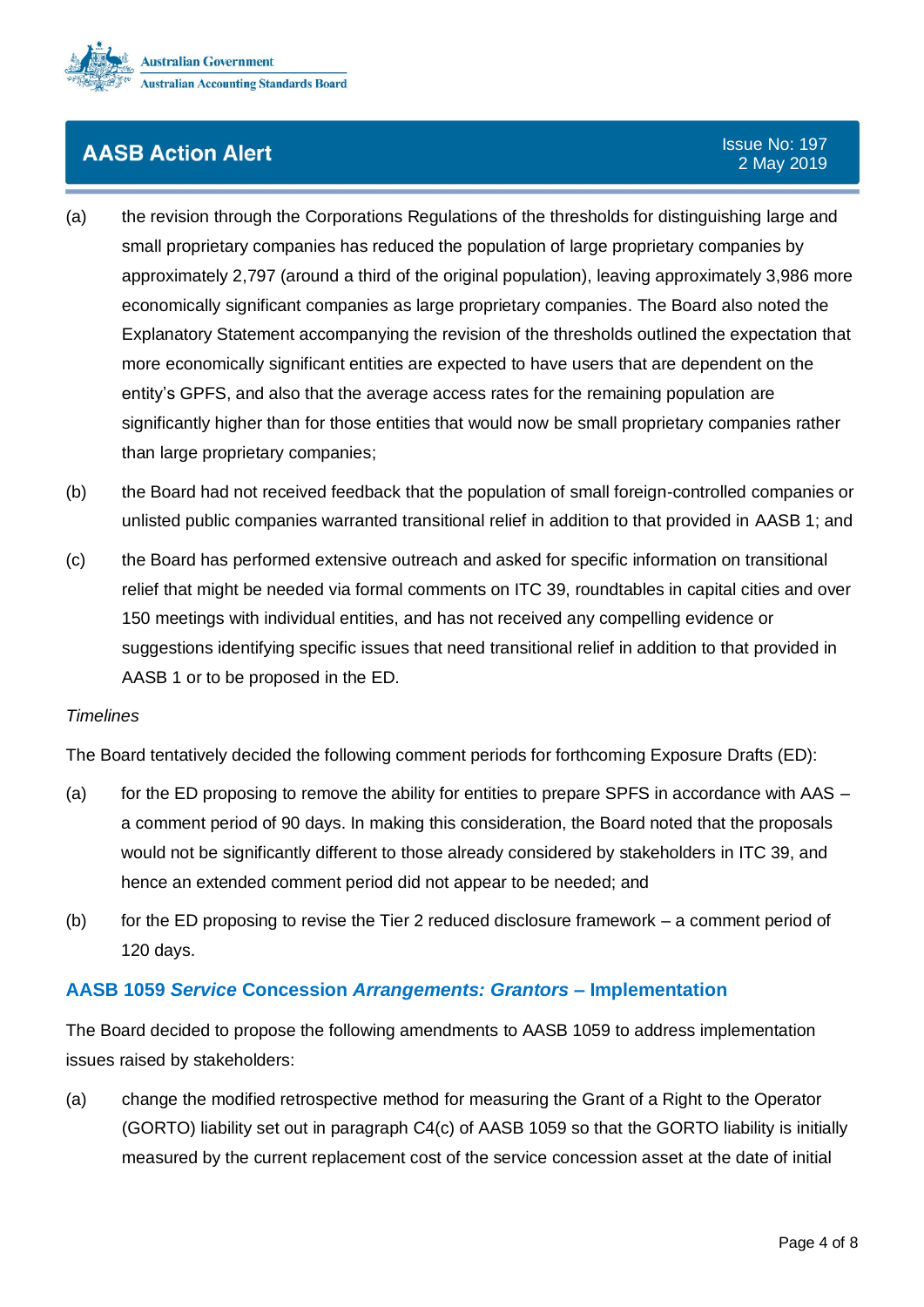(a) the revision through the Corporations Regulations of the thresholds for distinguishing large and small proprietary companies has reduced the population of large proprietary companies by approximately 2,797 (around a third of the original population), leaving approximately 3,986 more economically significant companies as large proprietary companies. The Board also noted the Explanatory Statement accompanying the revision of the thresholds outlined the expectation that more economically significant entities are expected to have users that are dependent on the entity's GPFS, and also that the average access rates for the remaining population are significantly higher than for those entities that would now be small proprietary companies rather than large proprietary companies;

(b) the Board had not received feedback that the population of small foreign-controlled companies or unlisted public companies warranted transitional relief in addition to that provided in AASB 1; and

(c) the Board has performed extensive outreach and asked for specific information on transitional relief that might be needed via formal comments on ITC 39, roundtables in capital cities and over 150 meetings with individual entities, and has not received any compelling evidence or suggestions identifying specific issues that need transitional relief in addition to that provided in AASB 1 or to be proposed in the ED.

*Timelines*

The Board tentatively decided the following comment periods for forthcoming Exposure Drafts (ED):

(a) for the ED proposing to remove the ability for entities to prepare SPFS in accordance with AAS – a comment period of 90 days. In making this consideration, the Board noted that the proposals would not be significantly different to those already considered by stakeholders in ITC 39, and hence an extended comment period did not appear to be needed; and

(b) for the ED proposing to revise the Tier 2 reduced disclosure framework – a comment period of 120 days.

### AASB 1059 *Service* Concession *Arrangements: Grantors* – Implementation

The Board decided to propose the following amendments to AASB 1059 to address implementation issues raised by stakeholders:

(a) change the modified retrospective method for measuring the Grant of a Right to the Operator (GORTO) liability set out in paragraph C4(c) of AASB 1059 so that the GORTO liability is initially measured by the current replacement cost of the service concession asset at the date of initial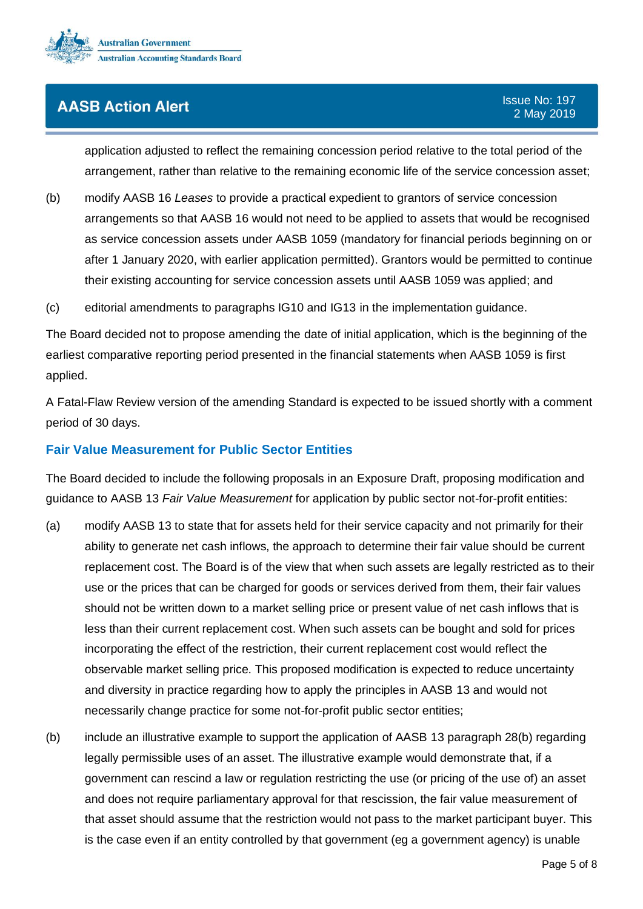application adjusted to reflect the remaining concession period relative to the total period of the arrangement, rather than relative to the remaining economic life of the service concession asset;

(b) modify AASB 16 *Leases* to provide a practical expedient to grantors of service concession arrangements so that AASB 16 would not need to be applied to assets that would be recognised as service concession assets under AASB 1059 (mandatory for financial periods beginning on or after 1 January 2020, with earlier application permitted). Grantors would be permitted to continue their existing accounting for service concession assets until AASB 1059 was applied; and

(c) editorial amendments to paragraphs IG10 and IG13 in the implementation guidance.

The Board decided not to propose amending the date of initial application, which is the beginning of the earliest comparative reporting period presented in the financial statements when AASB 1059 is first applied.

A Fatal-Flaw Review version of the amending Standard is expected to be issued shortly with a comment period of 30 days.

## Fair Value Measurement for Public Sector Entities

The Board decided to include the following proposals in an Exposure Draft, proposing modification and guidance to AASB 13 *Fair Value Measurement* for application by public sector not-for-profit entities:

(a) modify AASB 13 to state that for assets held for their service capacity and not primarily for their ability to generate net cash inflows, the approach to determine their fair value should be current replacement cost. The Board is of the view that when such assets are legally restricted as to their use or the prices that can be charged for goods or services derived from them, their fair values should not be written down to a market selling price or present value of net cash inflows that is less than their current replacement cost. When such assets can be bought and sold for prices incorporating the effect of the restriction, their current replacement cost would reflect the observable market selling price. This proposed modification is expected to reduce uncertainty and diversity in practice regarding how to apply the principles in AASB 13 and would not necessarily change practice for some not-for-profit public sector entities;

(b) include an illustrative example to support the application of AASB 13 paragraph 28(b) regarding legally permissible uses of an asset. The illustrative example would demonstrate that, if a government can rescind a law or regulation restricting the use (or pricing of the use of) an asset and does not require parliamentary approval for that rescission, the fair value measurement of that asset should assume that the restriction would not pass to the market participant buyer. This is the case even if an entity controlled by that government (eg a government agency) is unable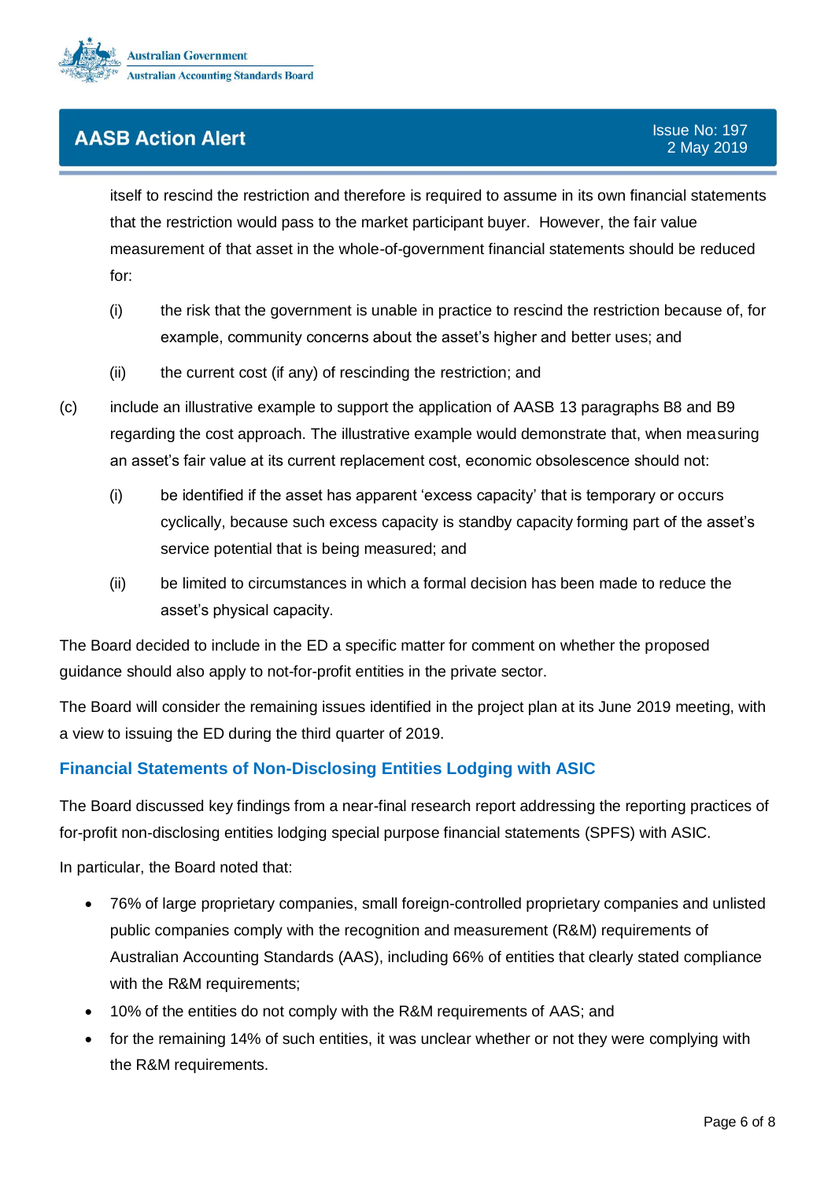itself to rescind the restriction and therefore is required to assume in its own financial statements that the restriction would pass to the market participant buyer. However, the fair value measurement of that asset in the whole-of-government financial statements should be reduced for:

   (i) the risk that the government is unable in practice to rescind the restriction because of, for example, community concerns about the asset's higher and better uses; and

   (ii) the current cost (if any) of rescinding the restriction; and

(c) include an illustrative example to support the application of AASB 13 paragraphs B8 and B9 regarding the cost approach. The illustrative example would demonstrate that, when measuring an asset's fair value at its current replacement cost, economic obsolescence should not:

   (i) be identified if the asset has apparent 'excess capacity' that is temporary or occurs cyclically, because such excess capacity is standby capacity forming part of the asset's service potential that is being measured; and

   (ii) be limited to circumstances in which a formal decision has been made to reduce the asset's physical capacity.

The Board decided to include in the ED a specific matter for comment on whether the proposed guidance should also apply to not-for-profit entities in the private sector.

The Board will consider the remaining issues identified in the project plan at its June 2019 meeting, with a view to issuing the ED during the third quarter of 2019.

### Financial Statements of Non-Disclosing Entities Lodging with ASIC

The Board discussed key findings from a near-final research report addressing the reporting practices of for-profit non-disclosing entities lodging special purpose financial statements (SPFS) with ASIC.

In particular, the Board noted that:

- 76% of large proprietary companies, small foreign-controlled proprietary companies and unlisted public companies comply with the recognition and measurement (R&M) requirements of Australian Accounting Standards (AAS), including 66% of entities that clearly stated compliance with the R&M requirements;
- 10% of the entities do not comply with the R&M requirements of AAS; and
- for the remaining 14% of such entities, it was unclear whether or not they were complying with the R&M requirements.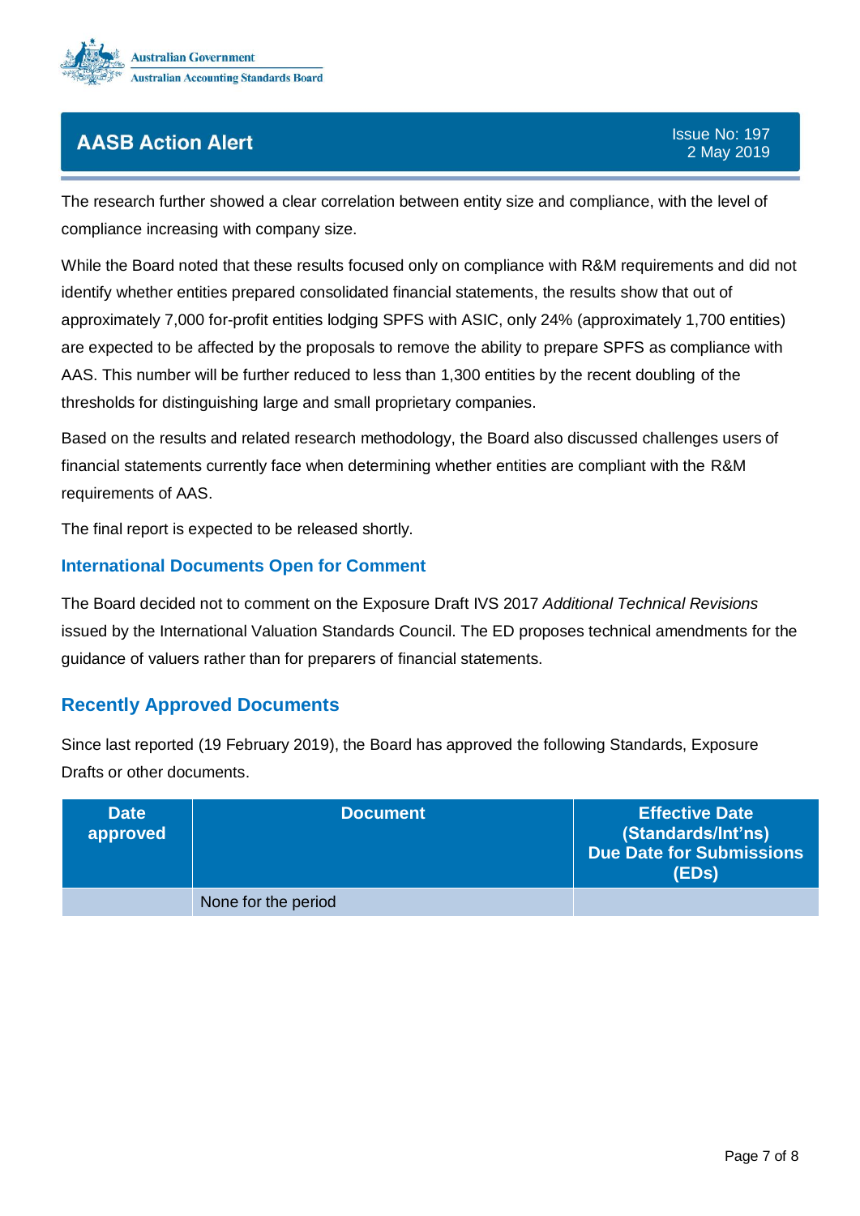The research further showed a clear correlation between entity size and compliance, with the level of compliance increasing with company size.

While the Board noted that these results focused only on compliance with R&M requirements and did not identify whether entities prepared consolidated financial statements, the results show that out of approximately 7,000 for-profit entities lodging SPFS with ASIC, only 24% (approximately 1,700 entities) are expected to be affected by the proposals to remove the ability to prepare SPFS as compliance with AAS. This number will be further reduced to less than 1,300 entities by the recent doubling of the thresholds for distinguishing large and small proprietary companies.

Based on the results and related research methodology, the Board also discussed challenges users of financial statements currently face when determining whether entities are compliant with the R&M requirements of AAS.

The final report is expected to be released shortly.

### International Documents Open for Comment

The Board decided not to comment on the Exposure Draft IVS 2017 *Additional Technical Revisions* issued by the International Valuation Standards Council. The ED proposes technical amendments for the guidance of valuers rather than for preparers of financial statements.

## Recently Approved Documents

Since last reported (19 February 2019), the Board has approved the following Standards, Exposure Drafts or other documents.

| Date approved | Document | Effective Date (Standards/Int'ns) Due Date for Submissions (EDs) |
|---|---|---|
| | None for the period | |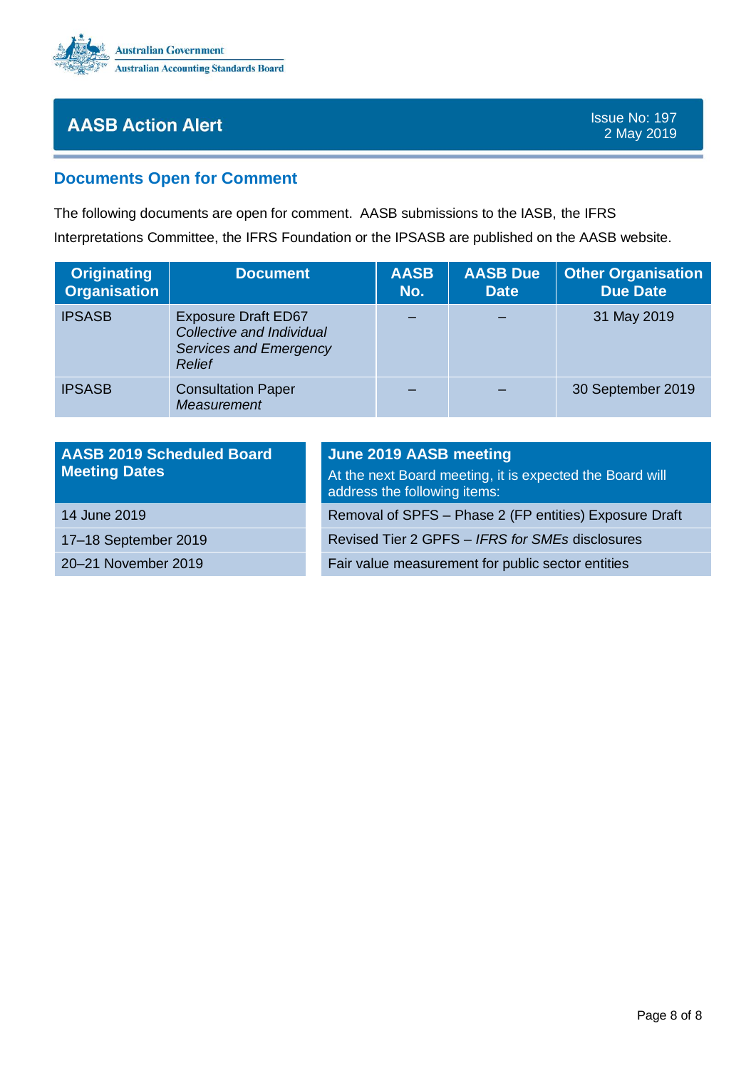Australian Government
Australian Accounting Standards Board

# AASB Action Alert

Issue No: 197
2 May 2019

## Documents Open for Comment

The following documents are open for comment. AASB submissions to the IASB, the IFRS Interpretations Committee, the IFRS Foundation or the IPSASB are published on the AASB website.

| Originating Organisation | Document | AASB No. | AASB Due Date | Other Organisation Due Date |
|---|---|---|---|---|
| IPSASB | Exposure Draft ED67 *Collective and Individual Services and Emergency Relief* | – | – | 31 May 2019 |
| IPSASB | Consultation Paper *Measurement* | – | – | 30 September 2019 |

| AASB 2019 Scheduled Board Meeting Dates |
|---|
| 14 June 2019 |
| 17–18 September 2019 |
| 20–21 November 2019 |

| June 2019 AASB meeting<br>At the next Board meeting, it is expected the Board will address the following items: |
|---|
| Removal of SPFS – Phase 2 (FP entities) Exposure Draft |
| Revised Tier 2 GPFS – *IFRS for SMEs* disclosures |
| Fair value measurement for public sector entities |